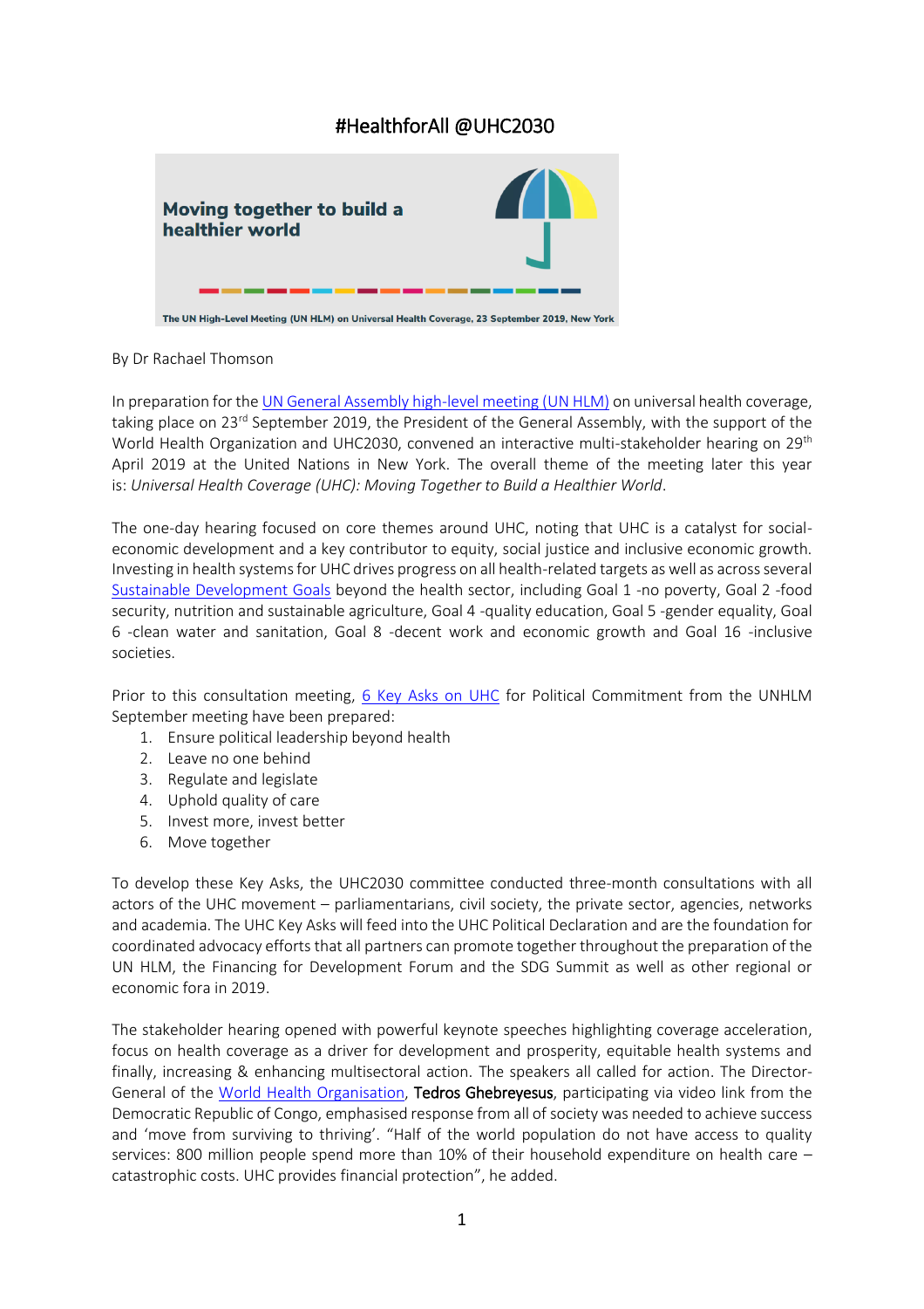# #HealthforAll @UHC2030

Moving together to build a healthier world

The UN High-Level Meeting (UN HLM) on Universal Health Coverage, 23 September 2019, New York

By Dr Rachael Thomson

In preparation for the UN General Assembly high-level meeting (UN HLM) on universal health coverage, taking place on 23rd September 2019, the President of the General Assembly, with the support of the World Health Organization and UHC2030, convened an interactive multi-stakeholder hearing on 29th April 2019 at the United Nations in New York. The overall theme of the meeting later this year is: *Universal Health Coverage (UHC): Moving Together to Build a Healthier World*.

The one-day hearing focused on core themes around UHC, noting that UHC is a catalyst for social-economic development and a key contributor to equity, social justice and inclusive economic growth. Investing in health systems for UHC drives progress on all health-related targets as well as across several Sustainable Development Goals beyond the health sector, including Goal 1 -no poverty, Goal 2 -food security, nutrition and sustainable agriculture, Goal 4 -quality education, Goal 5 -gender equality, Goal 6 -clean water and sanitation, Goal 8 -decent work and economic growth and Goal 16 -inclusive societies.

Prior to this consultation meeting, 6 Key Asks on UHC for Political Commitment from the UNHLM September meeting have been prepared:

1. Ensure political leadership beyond health
2. Leave no one behind
3. Regulate and legislate
4. Uphold quality of care
5. Invest more, invest better
6. Move together

To develop these Key Asks, the UHC2030 committee conducted three-month consultations with all actors of the UHC movement – parliamentarians, civil society, the private sector, agencies, networks and academia. The UHC Key Asks will feed into the UHC Political Declaration and are the foundation for coordinated advocacy efforts that all partners can promote together throughout the preparation of the UN HLM, the Financing for Development Forum and the SDG Summit as well as other regional or economic fora in 2019.

The stakeholder hearing opened with powerful keynote speeches highlighting coverage acceleration, focus on health coverage as a driver for development and prosperity, equitable health systems and finally, increasing & enhancing multisectoral action. The speakers all called for action. The Director-General of the World Health Organisation, Tedros Ghebreyesus, participating via video link from the Democratic Republic of Congo, emphasised response from all of society was needed to achieve success and 'move from surviving to thriving'. "Half of the world population do not have access to quality services: 800 million people spend more than 10% of their household expenditure on health care – catastrophic costs. UHC provides financial protection", he added.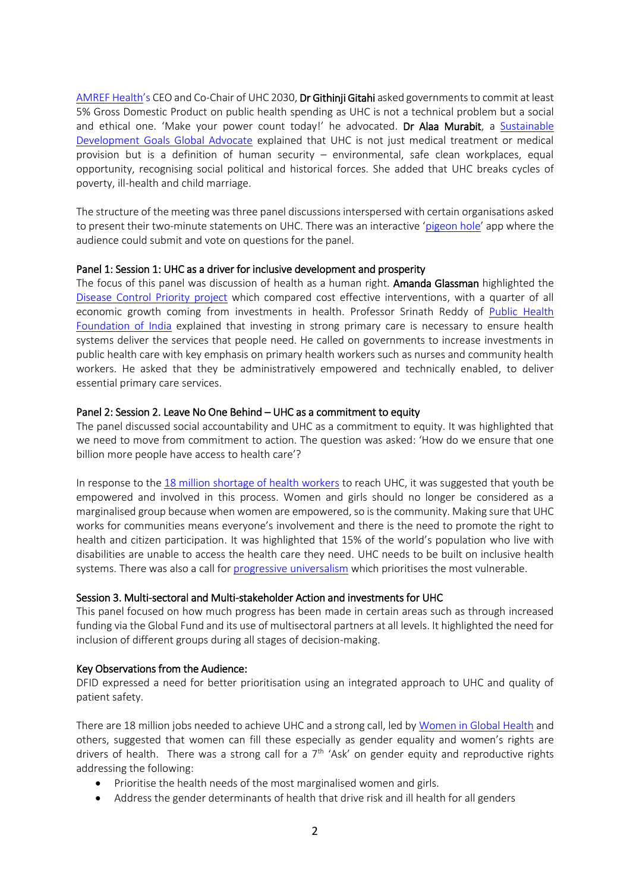[AMREF Health](#)'s CEO and Co-Chair of UHC 2030, **Dr Githinji Gitahi** asked governments to commit at least 5% Gross Domestic Product on public health spending as UHC is not a technical problem but a social and ethical one. 'Make your power count today!' he advocated. **Dr Alaa Murabit**, a [Sustainable Development Goals Global Advocate](#) explained that UHC is not just medical treatment or medical provision but is a definition of human security – environmental, safe clean workplaces, equal opportunity, recognising social political and historical forces. She added that UHC breaks cycles of poverty, ill-health and child marriage.

The structure of the meeting was three panel discussions interspersed with certain organisations asked to present their two-minute statements on UHC. There was an interactive '[pigeon hole](#)' app where the audience could submit and vote on questions for the panel.

### Panel 1: Session 1: UHC as a driver for inclusive development and prosperity

The focus of this panel was discussion of health as a human right. **Amanda Glassman** highlighted the [Disease Control Priority project](#) which compared cost effective interventions, with a quarter of all economic growth coming from investments in health. Professor Srinath Reddy of [Public Health Foundation of India](#) explained that investing in strong primary care is necessary to ensure health systems deliver the services that people need. He called on governments to increase investments in public health care with key emphasis on primary health workers such as nurses and community health workers. He asked that they be administratively empowered and technically enabled, to deliver essential primary care services.

### Panel 2: Session 2. Leave No One Behind – UHC as a commitment to equity

The panel discussed social accountability and UHC as a commitment to equity. It was highlighted that we need to move from commitment to action. The question was asked: 'How do we ensure that one billion more people have access to health care'?

In response to the [18 million shortage of health workers](#) to reach UHC, it was suggested that youth be empowered and involved in this process. Women and girls should no longer be considered as a marginalised group because when women are empowered, so is the community. Making sure that UHC works for communities means everyone's involvement and there is the need to promote the right to health and citizen participation. It was highlighted that 15% of the world's population who live with disabilities are unable to access the health care they need. UHC needs to be built on inclusive health systems. There was also a call for [progressive universalism](#) which prioritises the most vulnerable.

### Session 3. Multi-sectoral and Multi-stakeholder Action and investments for UHC

This panel focused on how much progress has been made in certain areas such as through increased funding via the Global Fund and its use of multisectoral partners at all levels. It highlighted the need for inclusion of different groups during all stages of decision-making.

### Key Observations from the Audience:

DFID expressed a need for better prioritisation using an integrated approach to UHC and quality of patient safety.

There are 18 million jobs needed to achieve UHC and a strong call, led by [Women in Global Health](#) and others, suggested that women can fill these especially as gender equality and women's rights are drivers of health. There was a strong call for a 7th 'Ask' on gender equity and reproductive rights addressing the following:

- Prioritise the health needs of the most marginalised women and girls.
- Address the gender determinants of health that drive risk and ill health for all genders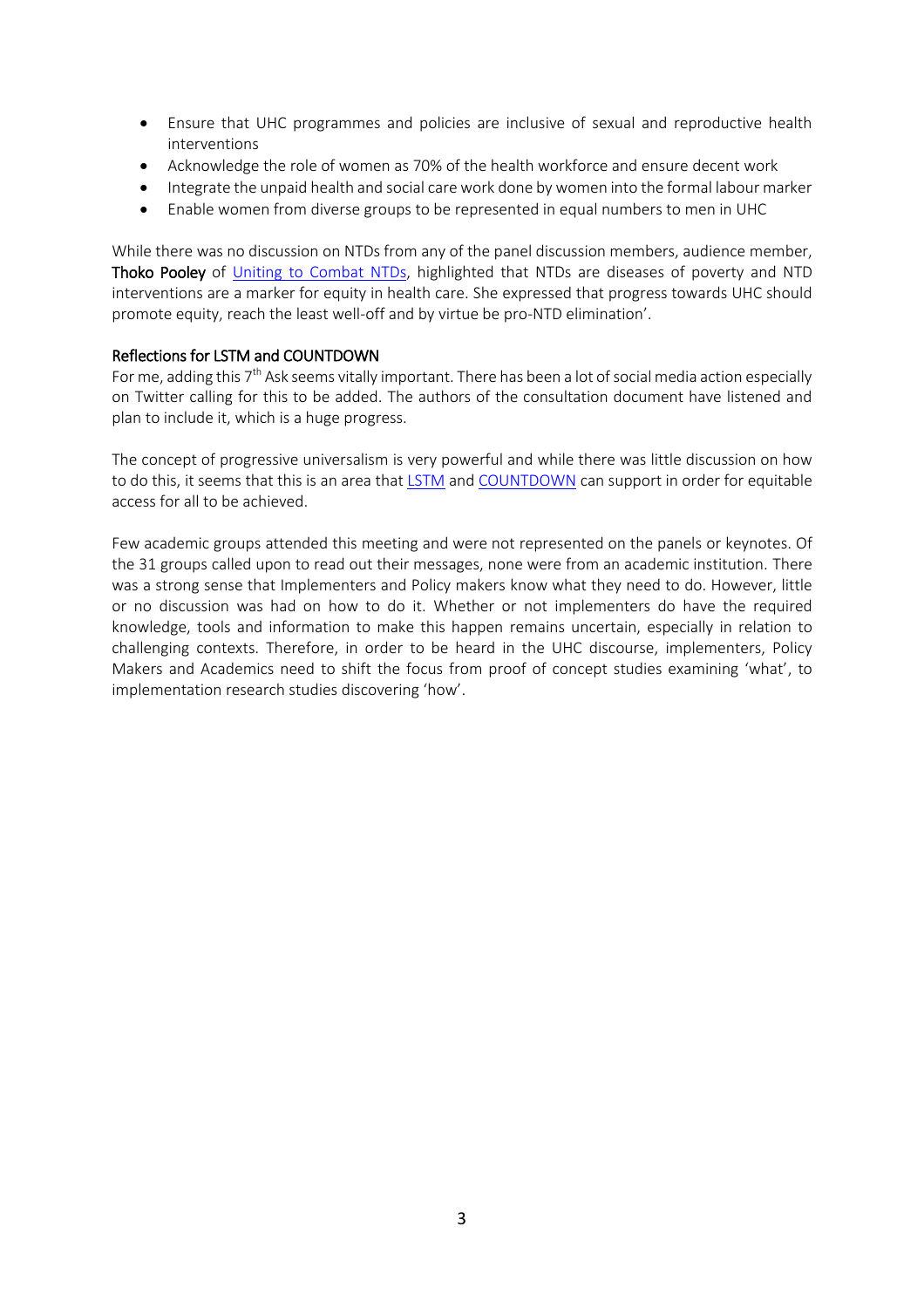- Ensure that UHC programmes and policies are inclusive of sexual and reproductive health interventions
- Acknowledge the role of women as 70% of the health workforce and ensure decent work
- Integrate the unpaid health and social care work done by women into the formal labour marker
- Enable women from diverse groups to be represented in equal numbers to men in UHC

While there was no discussion on NTDs from any of the panel discussion members, audience member, **Thoko Pooley** of [Uniting to Combat NTDs](), highlighted that NTDs are diseases of poverty and NTD interventions are a marker for equity in health care. She expressed that progress towards UHC should promote equity, reach the least well-off and by virtue be pro-NTD elimination'.

### Reflections for LSTM and COUNTDOWN

For me, adding this 7th Ask seems vitally important. There has been a lot of social media action especially on Twitter calling for this to be added. The authors of the consultation document have listened and plan to include it, which is a huge progress.

The concept of progressive universalism is very powerful and while there was little discussion on how to do this, it seems that this is an area that [LSTM]() and [COUNTDOWN]() can support in order for equitable access for all to be achieved.

Few academic groups attended this meeting and were not represented on the panels or keynotes. Of the 31 groups called upon to read out their messages, none were from an academic institution. There was a strong sense that Implementers and Policy makers know what they need to do. However, little or no discussion was had on how to do it. Whether or not implementers do have the required knowledge, tools and information to make this happen remains uncertain, especially in relation to challenging contexts. Therefore, in order to be heard in the UHC discourse, implementers, Policy Makers and Academics need to shift the focus from proof of concept studies examining 'what', to implementation research studies discovering 'how'.